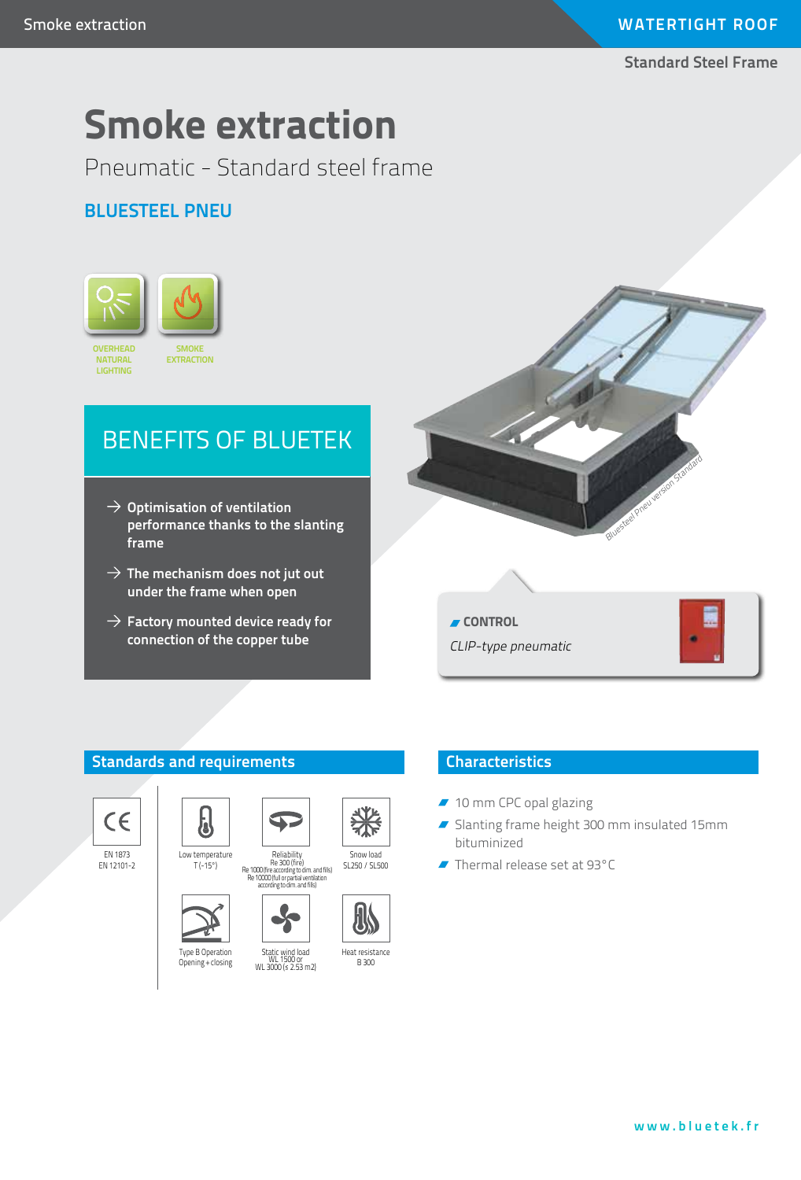Smoke extraction

WATERTIGHT ROOF

Standard Steel Frame

# Smoke extraction

## Pneumatic - Standard steel frame

### BLUESTEEL PNEU

OVERHEAD NATURAL LIGHTING

SMOKE EXTRACTION

## BENEFITS OF BLUETEK

→ Optimisation of ventilation performance thanks to the slanting frame

→ The mechanism does not jut out under the frame when open

→ Factory mounted device ready for connection of the copper tube

Bluesteel Pneu version Standard

**CONTROL**

*CLIP-type pneumatic*

## Standards and requirements

- EN 1873
  EN 12101-2
- Low temperature
  T (-15°)
- Reliability
  Re 300 (fire)
  Re 1000 (fire according to dim. and fils)
  Re 10000 (full or partial ventilation according to dim. and fils)
- Snow load
  SL250 / SL500
- Type B Operation
  Opening + closing
- Static wind load
  WL 1500 or
  WL 3000 (≤ 2.53 m2)
- Heat resistance
  B 300

## Characteristics

- 10 mm CPC opal glazing
- Slanting frame height 300 mm insulated 15mm bituminized
- Thermal release set at 93°C

www.bluetek.fr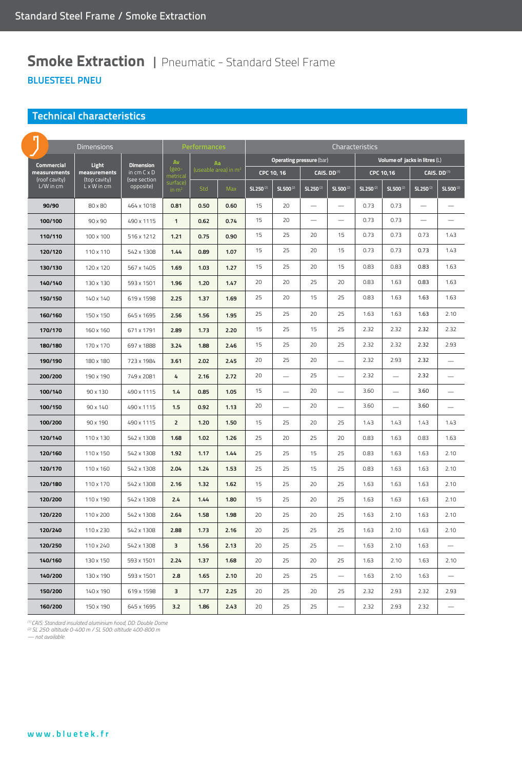# Smoke Extraction | Pneumatic - Standard Steel Frame

**BLUESTEEL PNEU**

## Technical characteristics

| Dimensions | | | Performances | | | Characteristics | | | | | | | |
|---|---|---|---|---|---|---|---|---|---|---|---|---|---|
| | | | | | | Operating pressure (bar) | | | | Volume of jacks in litres (L) | | | |
| **Commercial measurements** (roof cavity) L/W in cm | **Light measurements** (top cavity) L x W in cm | **Dimension** in cm C x D (see section opposite) | **Av** (geo-metrical surface) in m² | **Aa** (useable area) in m² | | CPC 10, 16 | | CAIS. DD[1] | | CPC 10,16 | | CAIS. DD[1] | |
| | | | | Std | Max | SL250[2] | SL500[2] | SL250[2] | SL500[2] | SL250[2] | SL500[2] | SL250[2] | SL500[2] |
| **90/90** | 80 x 80 | 464 x 1018 | **0.81** | **0.50** | **0.60** | 15 | 20 | — | — | 0.73 | 0.73 | — | — |
| **100/100** | 90 x 90 | 490 x 1115 | **1** | **0.62** | **0.74** | 15 | 20 | — | — | 0.73 | 0.73 | — | — |
| **110/110** | 100 x 100 | 516 x 1212 | **1.21** | **0.75** | **0.90** | 15 | 25 | 20 | 15 | 0.73 | 0.73 | 0.73 | 1.43 |
| **120/120** | 110 x 110 | 542 x 1308 | **1.44** | **0.89** | **1.07** | 15 | 25 | 20 | 15 | 0.73 | 0.73 | 0.73 | 1.43 |
| **130/130** | 120 x 120 | 567 x 1405 | **1.69** | **1.03** | **1.27** | 15 | 25 | 20 | 15 | 0.83 | 0.83 | 0.83 | 1.63 |
| **140/140** | 130 x 130 | 593 x 1501 | **1.96** | **1.20** | **1.47** | 20 | 20 | 25 | 20 | 0.83 | 1.63 | 0.83 | 1.63 |
| **150/150** | 140 x 140 | 619 x 1598 | **2.25** | **1.37** | **1.69** | 25 | 20 | 15 | 25 | 0.83 | 1.63 | 1.63 | 1.63 |
| **160/160** | 150 x 150 | 645 x 1695 | **2.56** | **1.56** | **1.95** | 25 | 25 | 20 | 25 | 1.63 | 1.63 | 1.63 | 2.10 |
| **170/170** | 160 x 160 | 671 x 1791 | **2.89** | **1.73** | **2.20** | 15 | 25 | 15 | 25 | 2.32 | 2.32 | 2.32 | 2.32 |
| **180/180** | 170 x 170 | 697 x 1888 | **3.24** | **1.88** | **2.46** | 15 | 25 | 20 | 25 | 2.32 | 2.32 | 2.32 | 2.93 |
| **190/190** | 180 x 180 | 723 x 1984 | **3.61** | **2.02** | **2.45** | 20 | 25 | 20 | — | 2.32 | 2.93 | 2.32 | — |
| **200/200** | 190 x 190 | 749 x 2081 | **4** | **2.16** | **2.72** | 20 | — | 25 | — | 2.32 | — | 2.32 | — |
| **100/140** | 90 x 130 | 490 x 1115 | **1.4** | **0.85** | **1.05** | 15 | — | 20 | — | 3.60 | — | 3.60 | — |
| **100/150** | 90 x 140 | 490 x 1115 | **1.5** | **0.92** | **1.13** | 20 | — | 20 | — | 3.60 | — | 3.60 | — |
| **100/200** | 90 x 190 | 490 x 1115 | **2** | **1.20** | **1.50** | 15 | 25 | 20 | 25 | 1.43 | 1.43 | 1.43 | 1.43 |
| **120/140** | 110 x 130 | 542 x 1308 | **1.68** | **1.02** | **1.26** | 25 | 20 | 25 | 20 | 0.83 | 1.63 | 0.83 | 1.63 |
| **120/160** | 110 x 150 | 542 x 1308 | **1.92** | **1.17** | **1.44** | 25 | 25 | 15 | 25 | 0.83 | 1.63 | 1.63 | 2.10 |
| **120/170** | 110 x 160 | 542 x 1308 | **2.04** | **1.24** | **1.53** | 25 | 25 | 15 | 25 | 0.83 | 1.63 | 1.63 | 2.10 |
| **120/180** | 110 x 170 | 542 x 1308 | **2.16** | **1.32** | **1.62** | 15 | 25 | 20 | 25 | 1.63 | 1.63 | 1.63 | 2.10 |
| **120/200** | 110 x 190 | 542 x 1308 | **2.4** | **1.44** | **1.80** | 15 | 25 | 20 | 25 | 1.63 | 1.63 | 1.63 | 2.10 |
| **120/220** | 110 x 200 | 542 x 1308 | **2.64** | **1.58** | **1.98** | 20 | 25 | 20 | 25 | 1.63 | 2.10 | 1.63 | 2.10 |
| **120/240** | 110 x 230 | 542 x 1308 | **2.88** | **1.73** | **2.16** | 20 | 25 | 25 | 25 | 1.63 | 2.10 | 1.63 | 2.10 |
| **120/250** | 110 x 240 | 542 x 1308 | **3** | **1.56** | **2.13** | 20 | 25 | 25 | — | 1.63 | 2.10 | 1.63 | — |
| **140/160** | 130 x 150 | 593 x 1501 | **2.24** | **1.37** | **1.68** | 20 | 25 | 20 | 25 | 1.63 | 2.10 | 1.63 | 2.10 |
| **140/200** | 130 x 190 | 593 x 1501 | **2.8** | **1.65** | **2.10** | 20 | 25 | 25 | — | 1.63 | 2.10 | 1.63 | — |
| **150/200** | 140 x 190 | 619 x 1598 | **3** | **1.77** | **2.25** | 20 | 25 | 20 | 25 | 2.32 | 2.93 | 2.32 | 2.93 |
| **160/200** | 150 x 190 | 645 x 1695 | **3.2** | **1.86** | **2.43** | 20 | 25 | 25 | — | 2.32 | 2.93 | 2.32 | — |

*[1] CAIS: Standard insulated aluminium hood, DD: Double Dome*
*[2] SL 250: altitude 0-400 m / SL 500: altitude 400-800 m*
*— not available*

www.bluetek.fr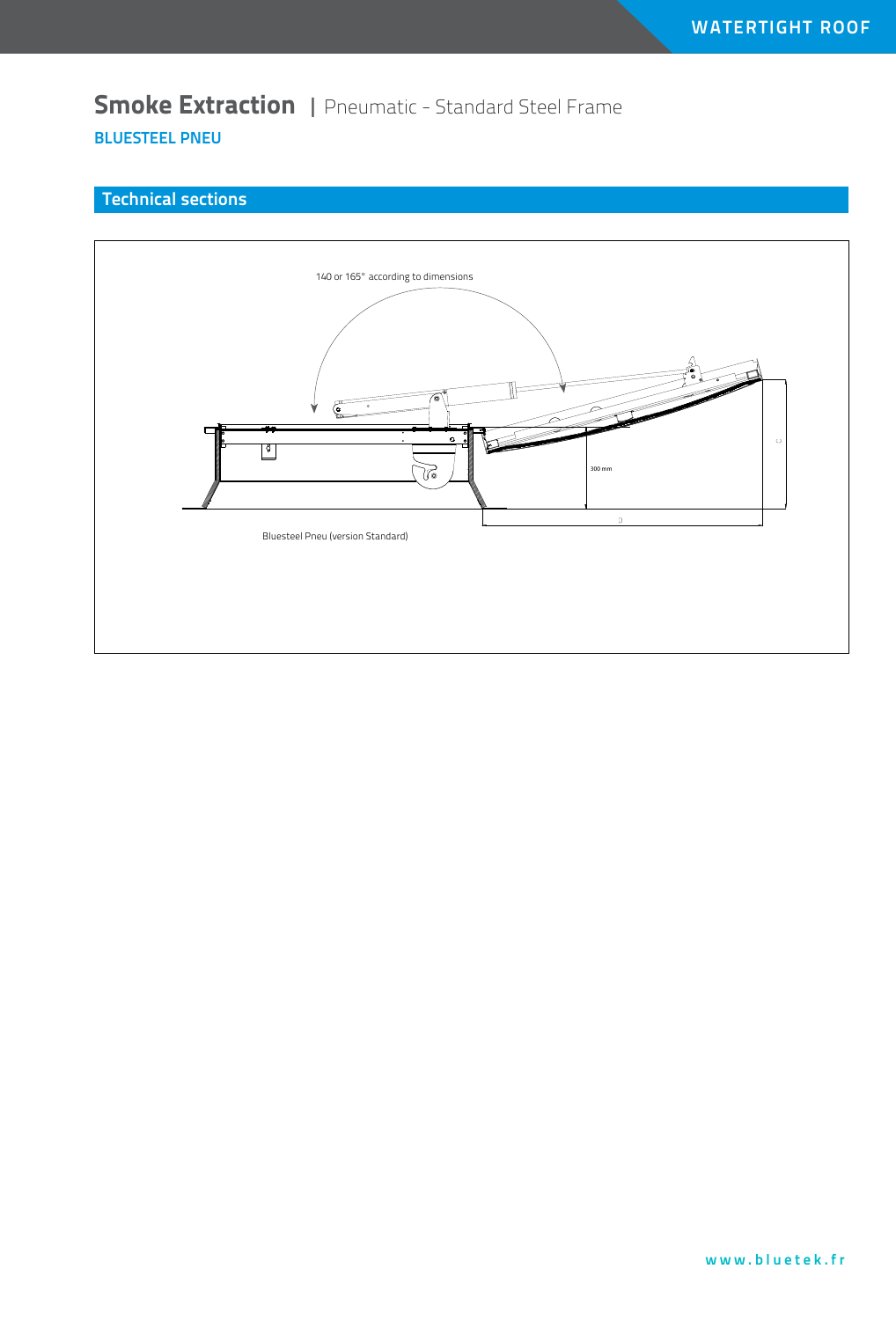# Smoke Extraction | Pneumatic - Standard Steel Frame

**BLUESTEEL PNEU**

## Technical sections

140 or 165° according to dimensions

300 mm

Bluesteel Pneu (version Standard)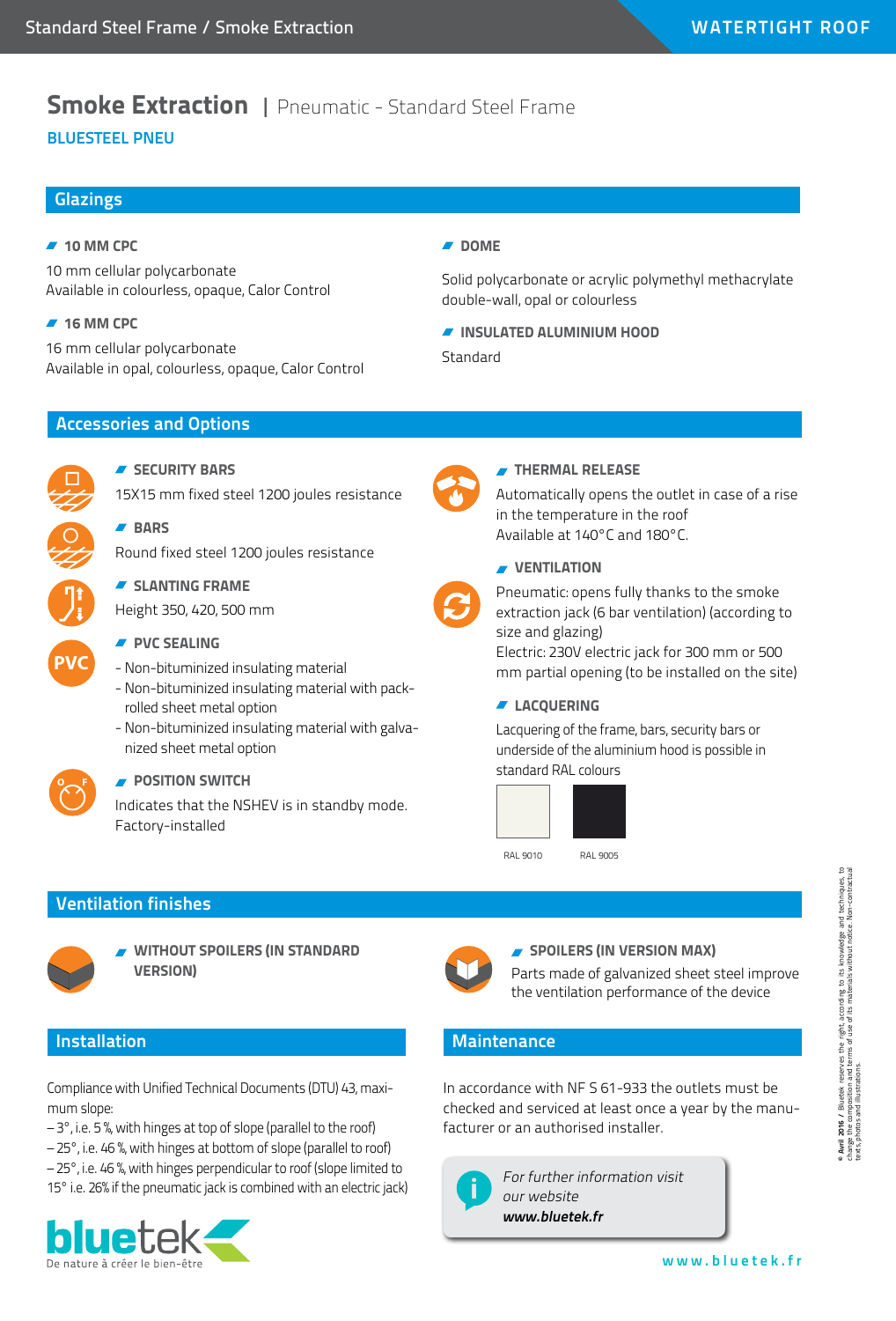# Smoke Extraction | Pneumatic - Standard Steel Frame

**BLUESTEEL PNEU**

## Glazings

**10 MM CPC**

10 mm cellular polycarbonate
Available in colourless, opaque, Calor Control

**16 MM CPC**

16 mm cellular polycarbonate
Available in opal, colourless, opaque, Calor Control

**DOME**

Solid polycarbonate or acrylic polymethyl methacrylate double-wall, opal or colourless

**INSULATED ALUMINIUM HOOD**

Standard

## Accessories and Options

**SECURITY BARS**

15X15 mm fixed steel 1200 joules resistance

**BARS**

Round fixed steel 1200 joules resistance

**SLANTING FRAME**

Height 350, 420, 500 mm

**PVC SEALING**

- Non-bituminized insulating material
- Non-bituminized insulating material with pack-rolled sheet metal option
- Non-bituminized insulating material with galvanized sheet metal option

**POSITION SWITCH**

Indicates that the NSHEV is in standby mode.
Factory-installed

**THERMAL RELEASE**

Automatically opens the outlet in case of a rise in the temperature in the roof
Available at 140°C and 180°C.

**VENTILATION**

Pneumatic: opens fully thanks to the smoke extraction jack (6 bar ventilation) (according to size and glazing)
Electric: 230V electric jack for 300 mm or 500 mm partial opening (to be installed on the site)

**LACQUERING**

Lacquering of the frame, bars, security bars or underside of the aluminium hood is possible in standard RAL colours

RAL 9010

RAL 9005

## Ventilation finishes

**WITHOUT SPOILERS (IN STANDARD VERSION)**

**SPOILERS (IN VERSION MAX)**

Parts made of galvanized sheet steel improve the ventilation performance of the device

## Installation

Compliance with Unified Technical Documents (DTU) 43, maximum slope:

– 3°, i.e. 5 %, with hinges at top of slope (parallel to the roof)
– 25°, i.e. 46 %, with hinges at bottom of slope (parallel to roof)
– 25°, i.e. 46 %, with hinges perpendicular to roof (slope limited to 15° i.e. 26% if the pneumatic jack is combined with an electric jack)

## Maintenance

In accordance with NF S 61-933 the outlets must be checked and serviced at least once a year by the manufacturer or an authorised installer.

*For further information visit our website* ***www.bluetek.fr***

bluetek
De nature à créer le bien-être

© Avril 2016 / Bluetek reserves the right, according to its knowledge and techniques, to change the composition and terms of use of its materials without notice. Non-contractual texts, photos and illustrations.

www.bluetek.fr